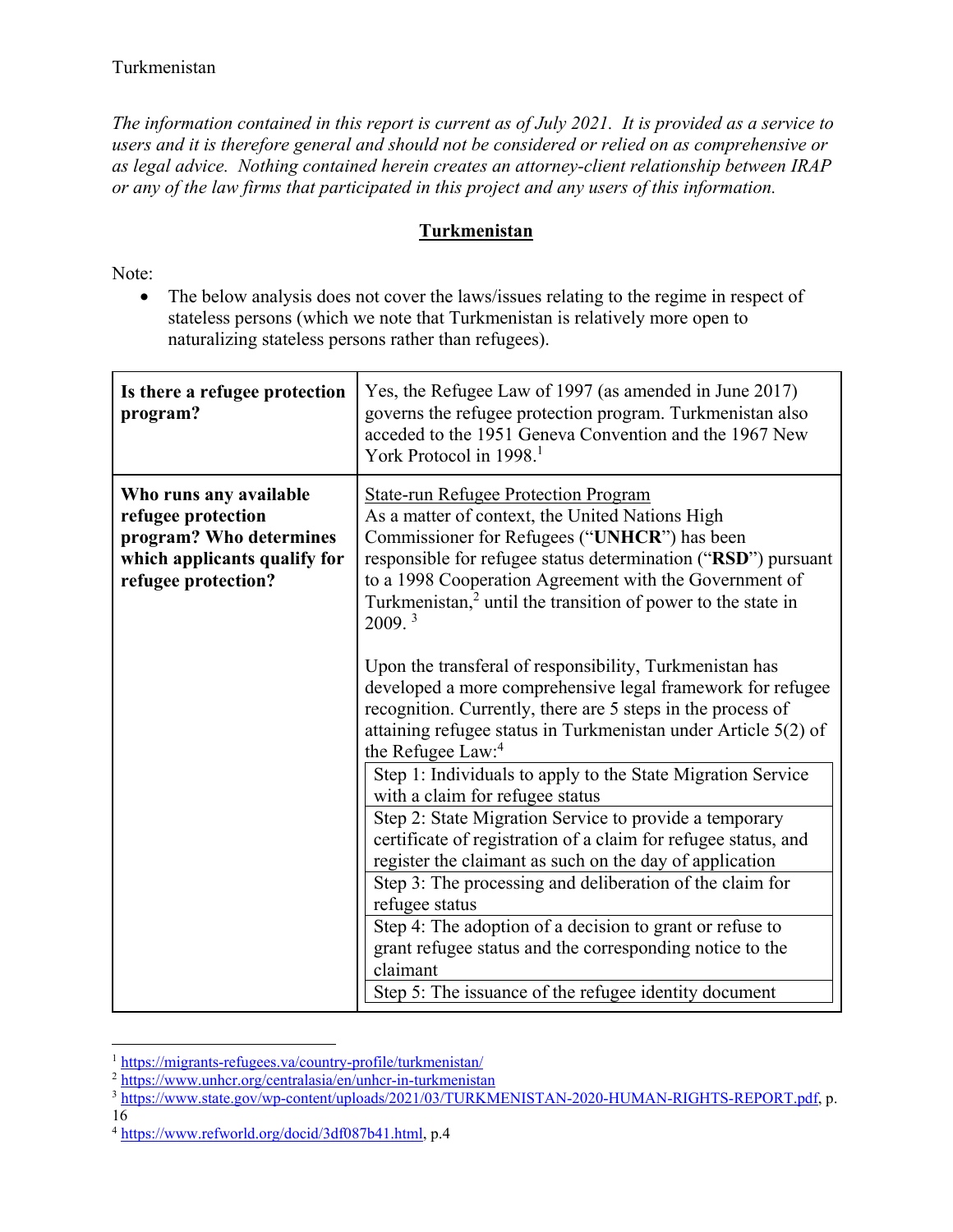Turkmenistan

*The information contained in this report is current as of July 2021. It is provided as a service to users and it is therefore general and should not be considered or relied on as comprehensive or as legal advice. Nothing contained herein creates an attorney-client relationship between IRAP or any of the law firms that participated in this project and any users of this information.*

## Turkmenistan

Note:

- The below analysis does not cover the laws/issues relating to the regime in respect of stateless persons (which we note that Turkmenistan is relatively more open to naturalizing stateless persons rather than refugees).

| **Is there a refugee protection program?** | Yes, the Refugee Law of 1997 (as amended in June 2017) governs the refugee protection program. Turkmenistan also acceded to the 1951 Geneva Convention and the 1967 New York Protocol in 1998.[1] |
|---|---|
| **Who runs any available refugee protection program? Who determines which applicants qualify for refugee protection?** | State-run Refugee Protection Program<br>As a matter of context, the United Nations High Commissioner for Refugees ("**UNHCR**") has been responsible for refugee status determination ("**RSD**") pursuant to a 1998 Cooperation Agreement with the Government of Turkmenistan,[2] until the transition of power to the state in 2009.[3]<br><br>Upon the transferal of responsibility, Turkmenistan has developed a more comprehensive legal framework for refugee recognition. Currently, there are 5 steps in the process of attaining refugee status in Turkmenistan under Article 5(2) of the Refugee Law:[4]<br>Step 1: Individuals to apply to the State Migration Service with a claim for refugee status<br>Step 2: State Migration Service to provide a temporary certificate of registration of a claim for refugee status, and register the claimant as such on the day of application<br>Step 3: The processing and deliberation of the claim for refugee status<br>Step 4: The adoption of a decision to grant or refuse to grant refugee status and the corresponding notice to the claimant<br>Step 5: The issuance of the refugee identity document |

[1] https://migrants-refugees.va/country-profile/turkmenistan/

[2] https://www.unhcr.org/centralasia/en/unhcr-in-turkmenistan

[3] https://www.state.gov/wp-content/uploads/2021/03/TURKMENISTAN-2020-HUMAN-RIGHTS-REPORT.pdf, p. 16

[4] https://www.refworld.org/docid/3df087b41.html, p.4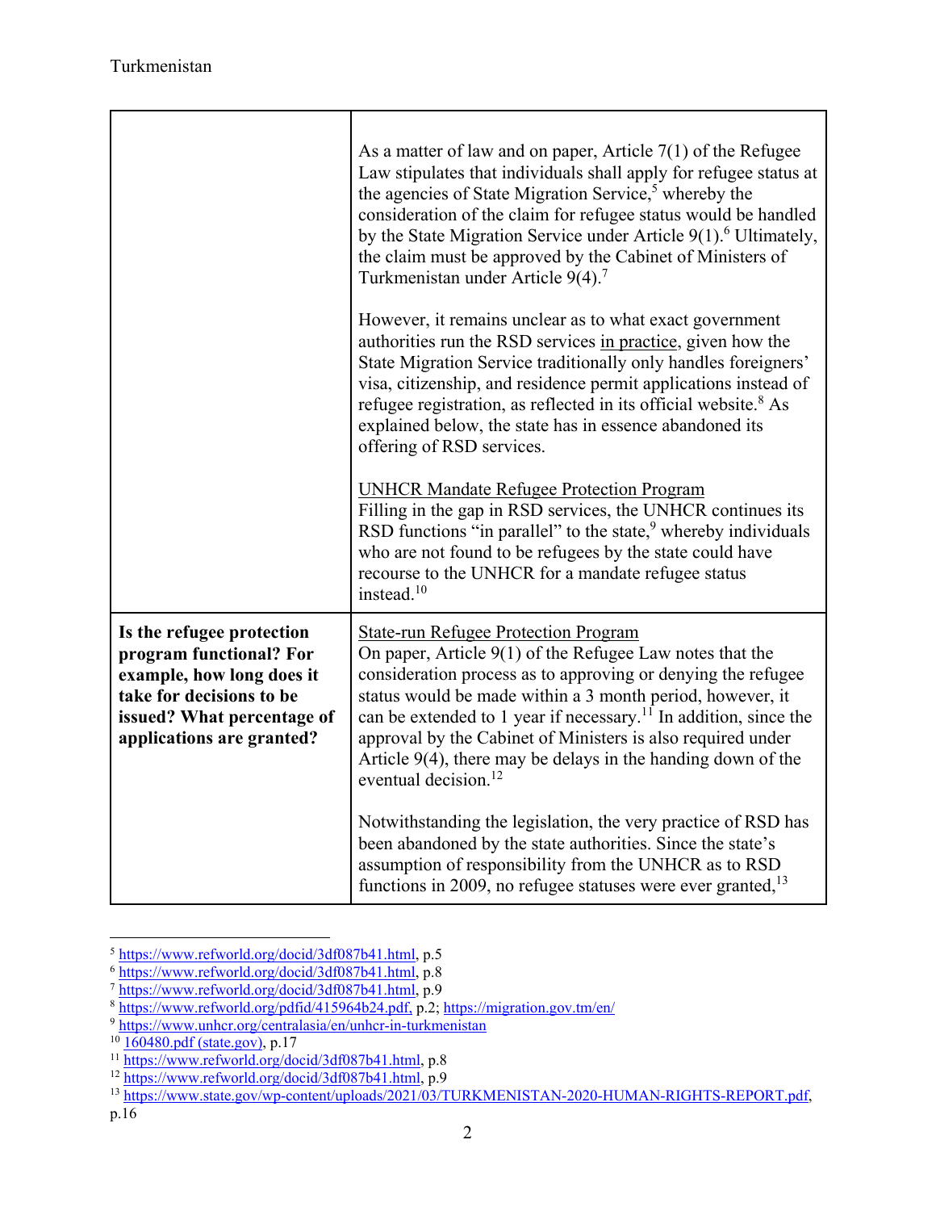| | |
|---|---|
| | As a matter of law and on paper, Article 7(1) of the Refugee Law stipulates that individuals shall apply for refugee status at the agencies of State Migration Service,[5] whereby the consideration of the claim for refugee status would be handled by the State Migration Service under Article 9(1).[6] Ultimately, the claim must be approved by the Cabinet of Ministers of Turkmenistan under Article 9(4).[7]<br><br>However, it remains unclear as to what exact government authorities run the RSD services in practice, given how the State Migration Service traditionally only handles foreigners' visa, citizenship, and residence permit applications instead of refugee registration, as reflected in its official website.[8] As explained below, the state has in essence abandoned its offering of RSD services.<br><br>UNHCR Mandate Refugee Protection Program<br>Filling in the gap in RSD services, the UNHCR continues its RSD functions "in parallel" to the state,[9] whereby individuals who are not found to be refugees by the state could have recourse to the UNHCR for a mandate refugee status instead.[10] |
| **Is the refugee protection program functional? For example, how long does it take for decisions to be issued? What percentage of applications are granted?** | State-run Refugee Protection Program<br>On paper, Article 9(1) of the Refugee Law notes that the consideration process as to approving or denying the refugee status would be made within a 3 month period, however, it can be extended to 1 year if necessary.[11] In addition, since the approval by the Cabinet of Ministers is also required under Article 9(4), there may be delays in the handing down of the eventual decision.[12]<br><br>Notwithstanding the legislation, the very practice of RSD has been abandoned by the state authorities. Since the state's assumption of responsibility from the UNHCR as to RSD functions in 2009, no refugee statuses were ever granted,[13] |

[5] https://www.refworld.org/docid/3df087b41.html, p.5
[6] https://www.refworld.org/docid/3df087b41.html, p.8
[7] https://www.refworld.org/docid/3df087b41.html, p.9
[8] https://www.refworld.org/pdfid/415964b24.pdf, p.2; https://migration.gov.tm/en/
[9] https://www.unhcr.org/centralasia/en/unhcr-in-turkmenistan
[10] 160480.pdf (state.gov), p.17
[11] https://www.refworld.org/docid/3df087b41.html, p.8
[12] https://www.refworld.org/docid/3df087b41.html, p.9
[13] https://www.state.gov/wp-content/uploads/2021/03/TURKMENISTAN-2020-HUMAN-RIGHTS-REPORT.pdf, p.16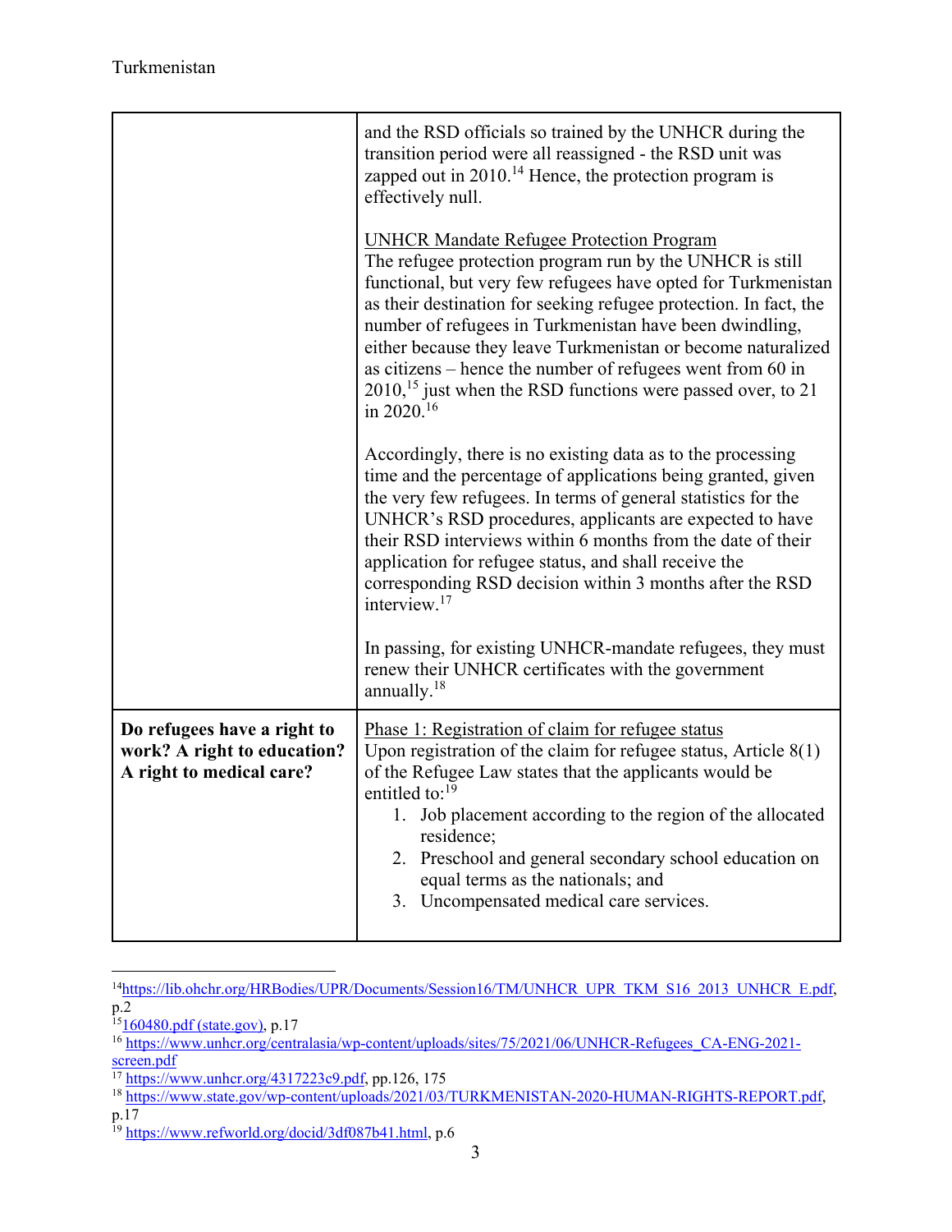| | |
|---|---|
| | and the RSD officials so trained by the UNHCR during the transition period were all reassigned - the RSD unit was zapped out in 2010.[14] Hence, the protection program is effectively null.<br><br><u>UNHCR Mandate Refugee Protection Program</u><br>The refugee protection program run by the UNHCR is still functional, but very few refugees have opted for Turkmenistan as their destination for seeking refugee protection. In fact, the number of refugees in Turkmenistan have been dwindling, either because they leave Turkmenistan or become naturalized as citizens – hence the number of refugees went from 60 in 2010,[15] just when the RSD functions were passed over, to 21 in 2020.[16]<br><br>Accordingly, there is no existing data as to the processing time and the percentage of applications being granted, given the very few refugees. In terms of general statistics for the UNHCR's RSD procedures, applicants are expected to have their RSD interviews within 6 months from the date of their application for refugee status, and shall receive the corresponding RSD decision within 3 months after the RSD interview.[17]<br><br>In passing, for existing UNHCR-mandate refugees, they must renew their UNHCR certificates with the government annually.[18] |
| **Do refugees have a right to work? A right to education? A right to medical care?** | <u>Phase 1: Registration of claim for refugee status</u><br>Upon registration of the claim for refugee status, Article 8(1) of the Refugee Law states that the applicants would be entitled to:[19]<br>1. Job placement according to the region of the allocated residence;<br>2. Preschool and general secondary school education on equal terms as the nationals; and<br>3. Uncompensated medical care services. |

[14] https://lib.ohchr.org/HRBodies/UPR/Documents/Session16/TM/UNHCR_UPR_TKM_S16_2013_UNHCR_E.pdf, p.2

[15] 160480.pdf (state.gov), p.17

[16] https://www.unhcr.org/centralasia/wp-content/uploads/sites/75/2021/06/UNHCR-Refugees_CA-ENG-2021-screen.pdf

[17] https://www.unhcr.org/4317223c9.pdf, pp.126, 175

[18] https://www.state.gov/wp-content/uploads/2021/03/TURKMENISTAN-2020-HUMAN-RIGHTS-REPORT.pdf, p.17

[19] https://www.refworld.org/docid/3df087b41.html, p.6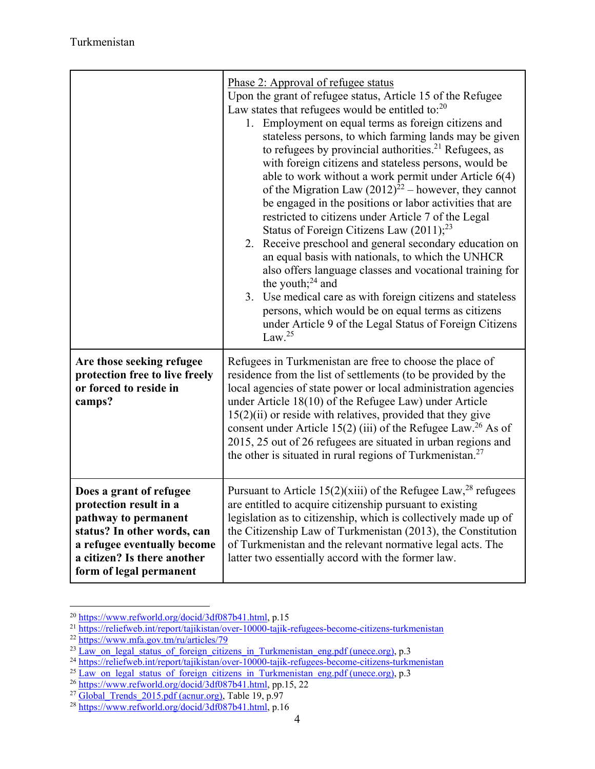| | |
|---|---|
| | Phase 2: Approval of refugee status<br>Upon the grant of refugee status, Article 15 of the Refugee Law states that refugees would be entitled to:[20]<br>1. Employment on equal terms as foreign citizens and stateless persons, to which farming lands may be given to refugees by provincial authorities.[21] Refugees, as with foreign citizens and stateless persons, would be able to work without a work permit under Article 6(4) of the Migration Law (2012)[22] – however, they cannot be engaged in the positions or labor activities that are restricted to citizens under Article 7 of the Legal Status of Foreign Citizens Law (2011);[23]<br>2. Receive preschool and general secondary education on an equal basis with nationals, to which the UNHCR also offers language classes and vocational training for the youth;[24] and<br>3. Use medical care as with foreign citizens and stateless persons, which would be on equal terms as citizens under Article 9 of the Legal Status of Foreign Citizens Law.[25] |
| **Are those seeking refugee protection free to live freely or forced to reside in camps?** | Refugees in Turkmenistan are free to choose the place of residence from the list of settlements (to be provided by the local agencies of state power or local administration agencies under Article 18(10) of the Refugee Law) under Article 15(2)(ii) or reside with relatives, provided that they give consent under Article 15(2) (iii) of the Refugee Law.[26] As of 2015, 25 out of 26 refugees are situated in urban regions and the other is situated in rural regions of Turkmenistan.[27] |
| **Does a grant of refugee protection result in a pathway to permanent status? In other words, can a refugee eventually become a citizen? Is there another form of legal permanent** | Pursuant to Article 15(2)(xiii) of the Refugee Law,[28] refugees are entitled to acquire citizenship pursuant to existing legislation as to citizenship, which is collectively made up of the Citizenship Law of Turkmenistan (2013), the Constitution of Turkmenistan and the relevant normative legal acts. The latter two essentially accord with the former law. |

[20] https://www.refworld.org/docid/3df087b41.html, p.15
[21] https://reliefweb.int/report/tajikistan/over-10000-tajik-refugees-become-citizens-turkmenistan
[22] https://www.mfa.gov.tm/ru/articles/79
[23] Law_on_legal_status_of_foreign_citizens_in_Turkmenistan_eng.pdf (unece.org), p.3
[24] https://reliefweb.int/report/tajikistan/over-10000-tajik-refugees-become-citizens-turkmenistan
[25] Law_on_legal_status_of_foreign_citizens_in_Turkmenistan_eng.pdf (unece.org), p.3
[26] https://www.refworld.org/docid/3df087b41.html, pp.15, 22
[27] Global_Trends_2015.pdf (acnur.org), Table 19, p.97
[28] https://www.refworld.org/docid/3df087b41.html, p.16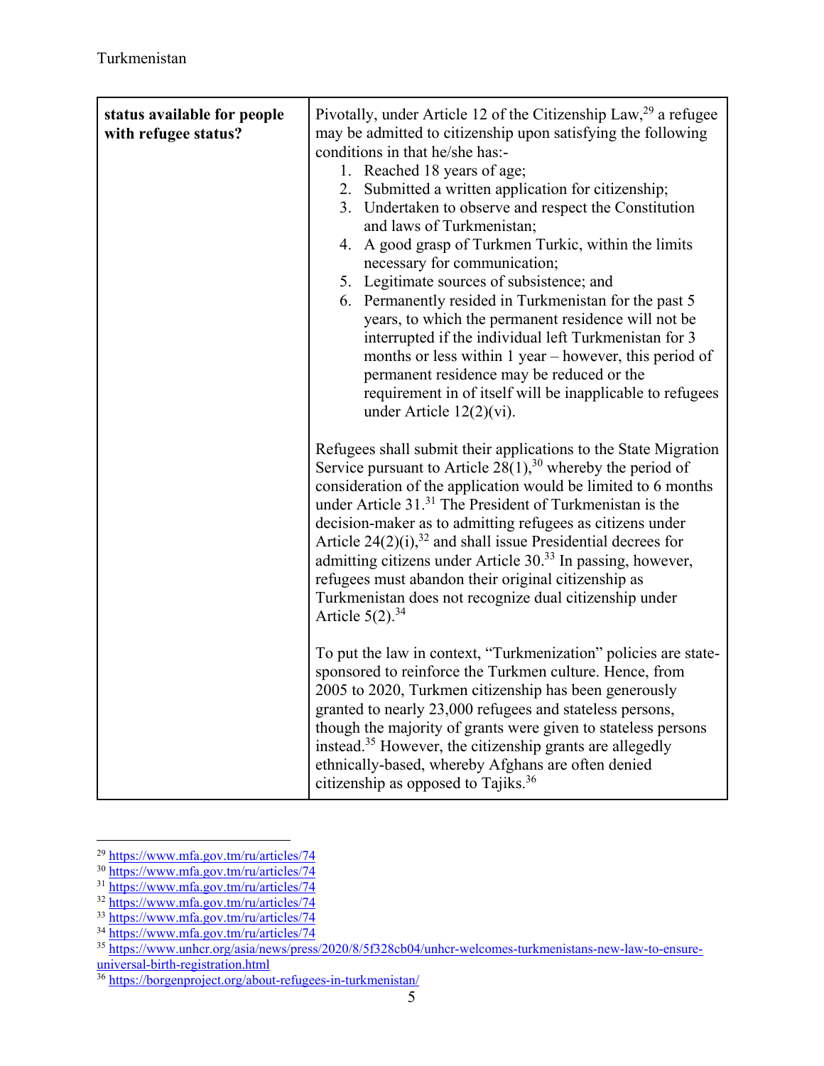| status available for people with refugee status? | Pivotally, under Article 12 of the Citizenship Law,[29] a refugee may be admitted to citizenship upon satisfying the following conditions in that he/she has:-<br>1. Reached 18 years of age;<br>2. Submitted a written application for citizenship;<br>3. Undertaken to observe and respect the Constitution and laws of Turkmenistan;<br>4. A good grasp of Turkmen Turkic, within the limits necessary for communication;<br>5. Legitimate sources of subsistence; and<br>6. Permanently resided in Turkmenistan for the past 5 years, to which the permanent residence will not be interrupted if the individual left Turkmenistan for 3 months or less within 1 year – however, this period of permanent residence may be reduced or the requirement in of itself will be inapplicable to refugees under Article 12(2)(vi).<br><br>Refugees shall submit their applications to the State Migration Service pursuant to Article 28(1),[30] whereby the period of consideration of the application would be limited to 6 months under Article 31.[31] The President of Turkmenistan is the decision-maker as to admitting refugees as citizens under Article 24(2)(i),[32] and shall issue Presidential decrees for admitting citizens under Article 30.[33] In passing, however, refugees must abandon their original citizenship as Turkmenistan does not recognize dual citizenship under Article 5(2).[34]<br><br>To put the law in context, "Turkmenization" policies are state-sponsored to reinforce the Turkmen culture. Hence, from 2005 to 2020, Turkmen citizenship has been generously granted to nearly 23,000 refugees and stateless persons, though the majority of grants were given to stateless persons instead.[35] However, the citizenship grants are allegedly ethnically-based, whereby Afghans are often denied citizenship as opposed to Tajiks.[36] |
|---|---|

[29] https://www.mfa.gov.tm/ru/articles/74
[30] https://www.mfa.gov.tm/ru/articles/74
[31] https://www.mfa.gov.tm/ru/articles/74
[32] https://www.mfa.gov.tm/ru/articles/74
[33] https://www.mfa.gov.tm/ru/articles/74
[34] https://www.mfa.gov.tm/ru/articles/74
[35] https://www.unhcr.org/asia/news/press/2020/8/5f328cb04/unhcr-welcomes-turkmenistans-new-law-to-ensure-universal-birth-registration.html
[36] https://borgenproject.org/about-refugees-in-turkmenistan/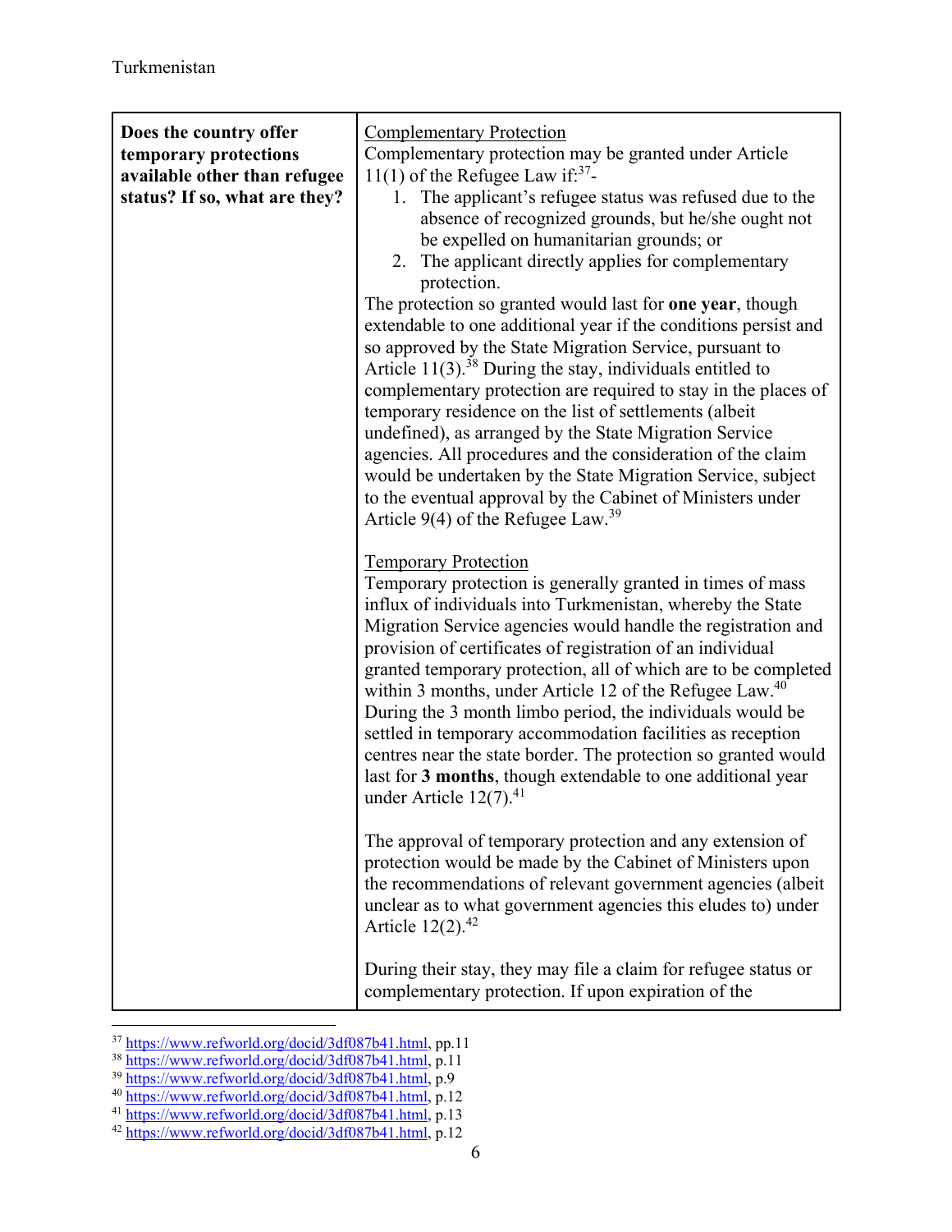| Does the country offer temporary protections available other than refugee status? If so, what are they? | <u>Complementary Protection</u><br>Complementary protection may be granted under Article 11(1) of the Refugee Law if:[37]-<br>1. The applicant's refugee status was refused due to the absence of recognized grounds, but he/she ought not be expelled on humanitarian grounds; or<br>2. The applicant directly applies for complementary protection.<br>The protection so granted would last for **one year**, though extendable to one additional year if the conditions persist and so approved by the State Migration Service, pursuant to Article 11(3).[38] During the stay, individuals entitled to complementary protection are required to stay in the places of temporary residence on the list of settlements (albeit undefined), as arranged by the State Migration Service agencies. All procedures and the consideration of the claim would be undertaken by the State Migration Service, subject to the eventual approval by the Cabinet of Ministers under Article 9(4) of the Refugee Law.[39]<br><br><u>Temporary Protection</u><br>Temporary protection is generally granted in times of mass influx of individuals into Turkmenistan, whereby the State Migration Service agencies would handle the registration and provision of certificates of registration of an individual granted temporary protection, all of which are to be completed within 3 months, under Article 12 of the Refugee Law.[40] During the 3 month limbo period, the individuals would be settled in temporary accommodation facilities as reception centres near the state border. The protection so granted would last for **3 months**, though extendable to one additional year under Article 12(7).[41]<br><br>The approval of temporary protection and any extension of protection would be made by the Cabinet of Ministers upon the recommendations of relevant government agencies (albeit unclear as to what government agencies this eludes to) under Article 12(2).[42]<br><br>During their stay, they may file a claim for refugee status or complementary protection. If upon expiration of the |
|---|---|

[37] https://www.refworld.org/docid/3df087b41.html, pp.11
[38] https://www.refworld.org/docid/3df087b41.html, p.11
[39] https://www.refworld.org/docid/3df087b41.html, p.9
[40] https://www.refworld.org/docid/3df087b41.html, p.12
[41] https://www.refworld.org/docid/3df087b41.html, p.13
[42] https://www.refworld.org/docid/3df087b41.html, p.12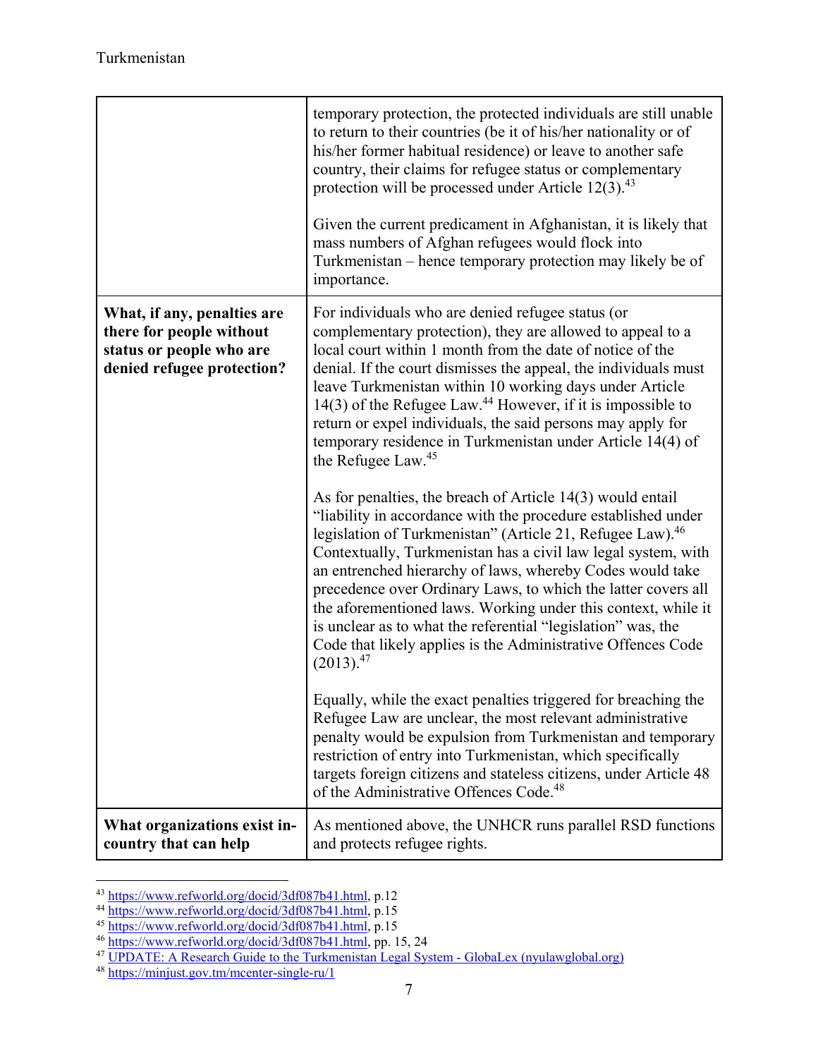| | |
|---|---|
| | temporary protection, the protected individuals are still unable to return to their countries (be it of his/her nationality or of his/her former habitual residence) or leave to another safe country, their claims for refugee status or complementary protection will be processed under Article 12(3).[43]<br><br>Given the current predicament in Afghanistan, it is likely that mass numbers of Afghan refugees would flock into Turkmenistan – hence temporary protection may likely be of importance. |
| **What, if any, penalties are there for people without status or people who are denied refugee protection?** | For individuals who are denied refugee status (or complementary protection), they are allowed to appeal to a local court within 1 month from the date of notice of the denial. If the court dismisses the appeal, the individuals must leave Turkmenistan within 10 working days under Article 14(3) of the Refugee Law.[44] However, if it is impossible to return or expel individuals, the said persons may apply for temporary residence in Turkmenistan under Article 14(4) of the Refugee Law.[45]<br><br>As for penalties, the breach of Article 14(3) would entail "liability in accordance with the procedure established under legislation of Turkmenistan" (Article 21, Refugee Law).[46] Contextually, Turkmenistan has a civil law legal system, with an entrenched hierarchy of laws, whereby Codes would take precedence over Ordinary Laws, to which the latter covers all the aforementioned laws. Working under this context, while it is unclear as to what the referential "legislation" was, the Code that likely applies is the Administrative Offences Code (2013).[47]<br><br>Equally, while the exact penalties triggered for breaching the Refugee Law are unclear, the most relevant administrative penalty would be expulsion from Turkmenistan and temporary restriction of entry into Turkmenistan, which specifically targets foreign citizens and stateless citizens, under Article 48 of the Administrative Offences Code.[48] |
| **What organizations exist in-country that can help** | As mentioned above, the UNHCR runs parallel RSD functions and protects refugee rights. |

[43] https://www.refworld.org/docid/3df087b41.html, p.12
[44] https://www.refworld.org/docid/3df087b41.html, p.15
[45] https://www.refworld.org/docid/3df087b41.html, p.15
[46] https://www.refworld.org/docid/3df087b41.html, pp. 15, 24
[47] UPDATE: A Research Guide to the Turkmenistan Legal System - GlobaLex (nyulawglobal.org)
[48] https://minjust.gov.tm/mcenter-single-ru/1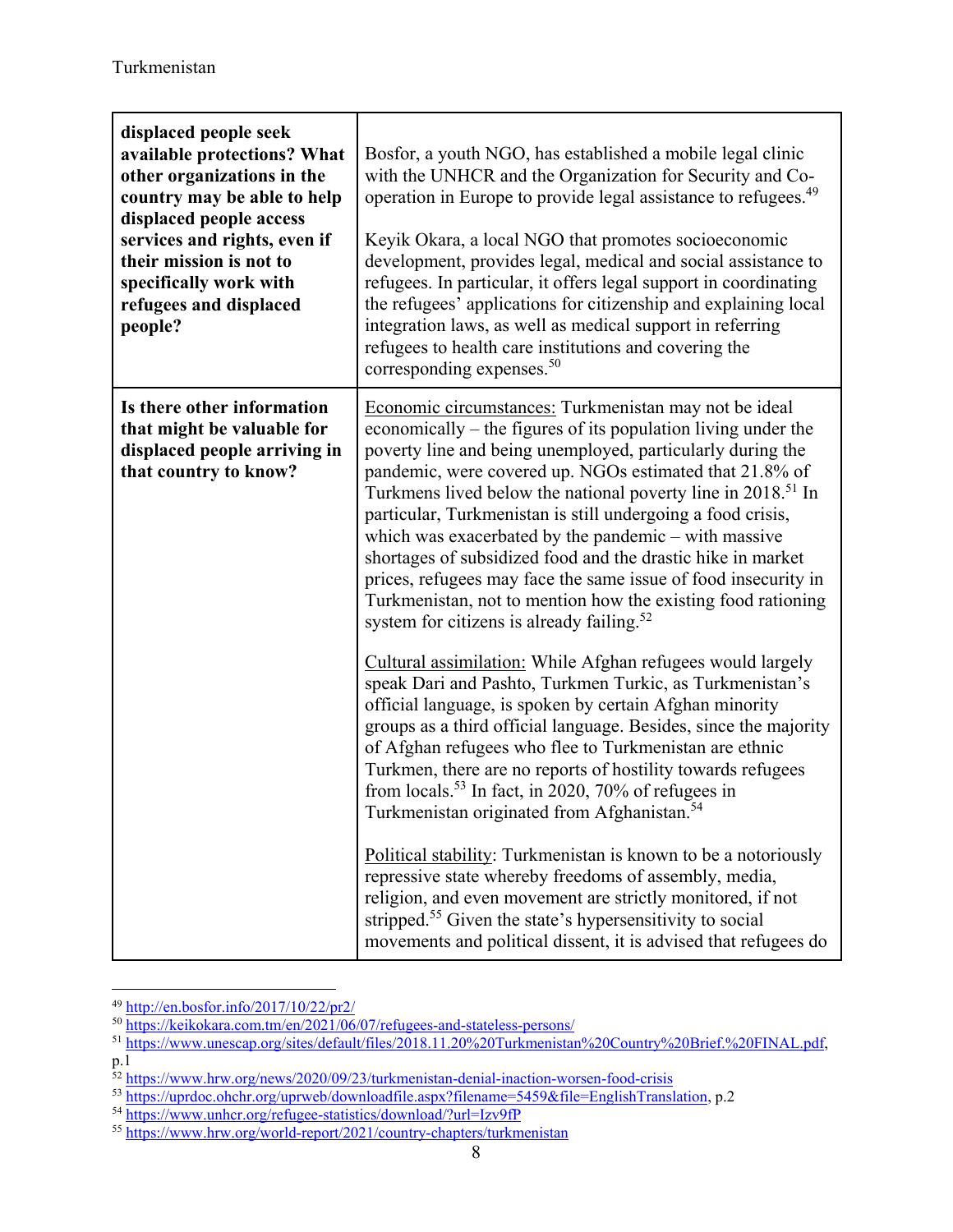| | |
|---|---|
| **displaced people seek available protections? What other organizations in the country may be able to help displaced people access services and rights, even if their mission is not to specifically work with refugees and displaced people?** | Bosfor, a youth NGO, has established a mobile legal clinic with the UNHCR and the Organization for Security and Co-operation in Europe to provide legal assistance to refugees.[49]<br><br>Keyik Okara, a local NGO that promotes socioeconomic development, provides legal, medical and social assistance to refugees. In particular, it offers legal support in coordinating the refugees' applications for citizenship and explaining local integration laws, as well as medical support in referring refugees to health care institutions and covering the corresponding expenses.[50] |
| **Is there other information that might be valuable for displaced people arriving in that country to know?** | <u>Economic circumstances:</u> Turkmenistan may not be ideal economically – the figures of its population living under the poverty line and being unemployed, particularly during the pandemic, were covered up. NGOs estimated that 21.8% of Turkmens lived below the national poverty line in 2018.[51] In particular, Turkmenistan is still undergoing a food crisis, which was exacerbated by the pandemic – with massive shortages of subsidized food and the drastic hike in market prices, refugees may face the same issue of food insecurity in Turkmenistan, not to mention how the existing food rationing system for citizens is already failing.[52]<br><br><u>Cultural assimilation:</u> While Afghan refugees would largely speak Dari and Pashto, Turkmen Turkic, as Turkmenistan's official language, is spoken by certain Afghan minority groups as a third official language. Besides, since the majority of Afghan refugees who flee to Turkmenistan are ethnic Turkmen, there are no reports of hostility towards refugees from locals.[53] In fact, in 2020, 70% of refugees in Turkmenistan originated from Afghanistan.[54]<br><br><u>Political stability</u>: Turkmenistan is known to be a notoriously repressive state whereby freedoms of assembly, media, religion, and even movement are strictly monitored, if not stripped.[55] Given the state's hypersensitivity to social movements and political dissent, it is advised that refugees do |

[49] http://en.bosfor.info/2017/10/22/pr2/

[50] https://keikokara.com.tm/en/2021/06/07/refugees-and-stateless-persons/

[51] https://www.unescap.org/sites/default/files/2018.11.20%20Turkmenistan%20Country%20Brief.%20FINAL.pdf, p.1

[52] https://www.hrw.org/news/2020/09/23/turkmenistan-denial-inaction-worsen-food-crisis

[53] https://uprdoc.ohchr.org/uprweb/downloadfile.aspx?filename=5459&file=EnglishTranslation, p.2

[54] https://www.unhcr.org/refugee-statistics/download/?url=Izv9fP

[55] https://www.hrw.org/world-report/2021/country-chapters/turkmenistan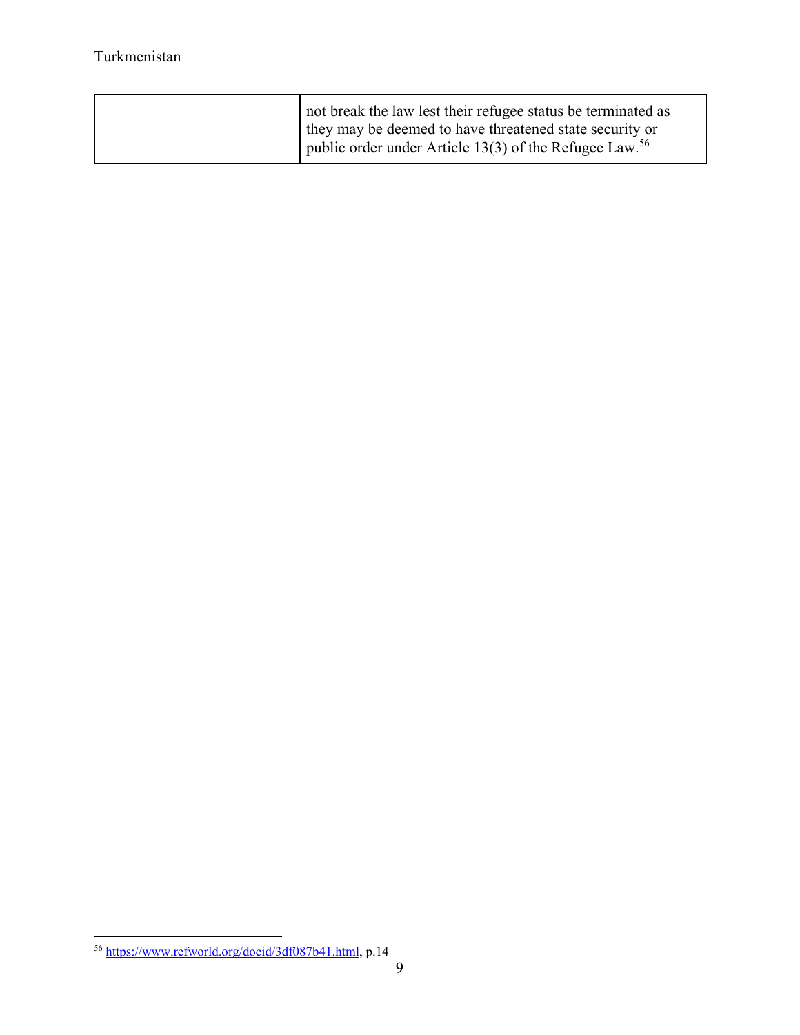| | |
|---|---|
| | not break the law lest their refugee status be terminated as they may be deemed to have threatened state security or public order under Article 13(3) of the Refugee Law.[56] |

[56] https://www.refworld.org/docid/3df087b41.html, p.14